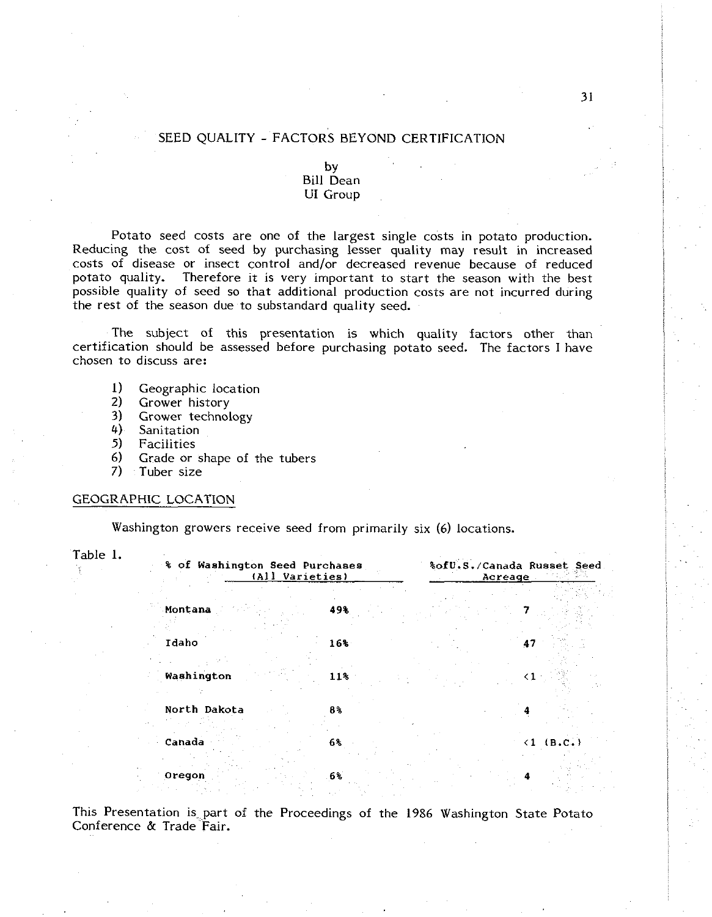# SEED QUALITY - FACTORS BEYOND CERTIFICATION

by
Bill Dean
UI Group

Potato seed costs are one of the largest single costs in potato production. Reducing the cost of seed by purchasing lesser quality may result in increased costs of disease or insect control and/or decreased revenue because of reduced potato quality. Therefore it is very important to start the season with the best possible quality of seed so that additional production costs are not incurred during the rest of the season due to substandard quality seed.

The subject of this presentation is which quality factors other than certification should be assessed before purchasing potato seed. The factors I have chosen to discuss are:

1) Geographic location
2) Grower history
3) Grower technology
4) Sanitation
5) Facilities
6) Grade or shape of the tubers
7) Tuber size

## GEOGRAPHIC LOCATION

Washington growers receive seed from primarily six (6) locations.

Table 1.

| | % of Washington Seed Purchases (All Varieties) | %ofU.S./Canada Russet Seed Acreage |
|---|---|---|
| Montana | 49% | 7 |
| Idaho | 16% | 47 |
| Washington | 11% | <1 |
| North Dakota | 8% | 4 |
| Canada | 6% | <1 (B.C.) |
| Oregon | 6% | 4 |

This Presentation is part of the Proceedings of the 1986 Washington State Potato Conference & Trade Fair.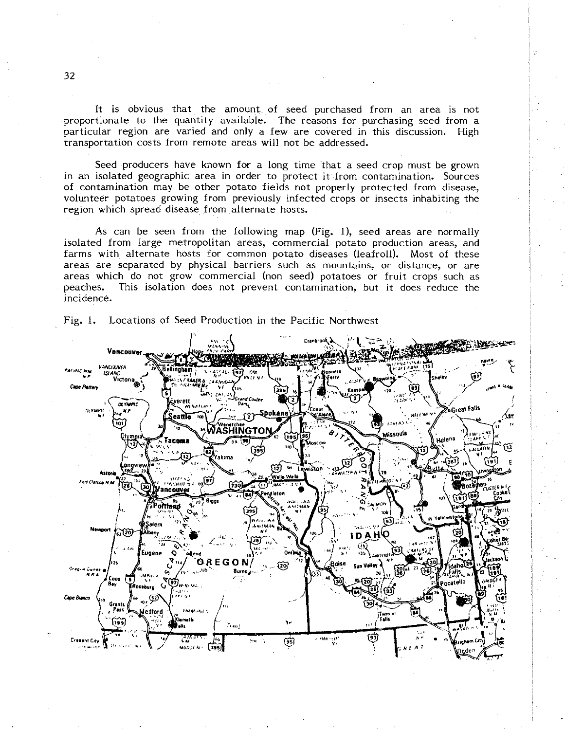It is obvious that the amount of seed purchased from an area is not proportionate to the quantity available. The reasons for purchasing seed from a particular region are varied and only a few are covered in this discussion. High transportation costs from remote areas will not be addressed.

Seed producers have known for a long time that a seed crop must be grown in an isolated geographic area in order to protect it from contamination. Sources of contamination may be other potato fields not properly protected from disease, volunteer potatoes growing from previously infected crops or insects inhabiting the region which spread disease from alternate hosts.

As can be seen from the following map (Fig. 1), seed areas are normally isolated from large metropolitan areas, commercial potato production areas, and farms with alternate hosts for common potato diseases (leafroll). Most of these areas are separated by physical barriers such as mountains, or distance, or are areas which do not grow commercial (non seed) potatoes or fruit crops such as peaches. This isolation does not prevent contamination, but it does reduce the incidence.

Fig. 1. Locations of Seed Production in the Pacific Northwest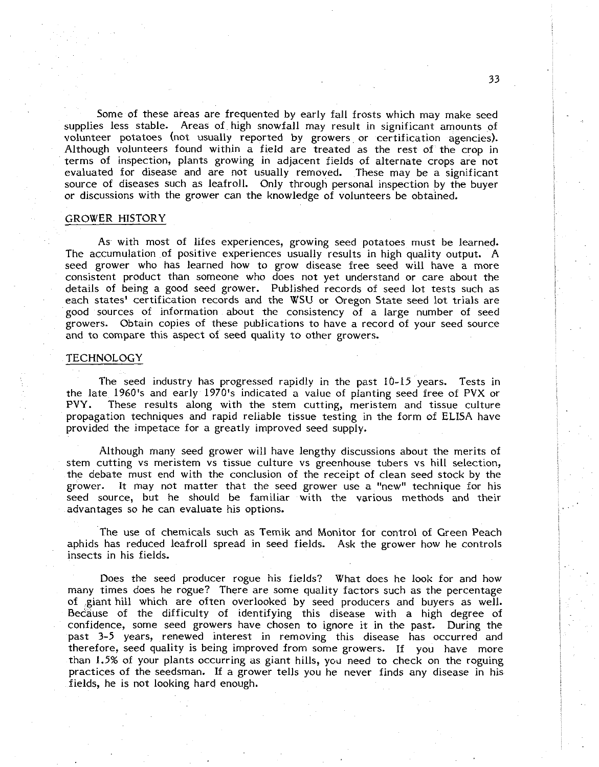Some of these areas are frequented by early fall frosts which may make seed supplies less stable. Areas of high snowfall may result in significant amounts of volunteer potatoes (not usually reported by growers or certification agencies). Although volunteers found within a field are treated as the rest of the crop in terms of inspection, plants growing in adjacent fields of alternate crops are not evaluated for disease and are not usually removed. These may be a significant source of diseases such as leafroll. Only through personal inspection by the buyer or discussions with the grower can the knowledge of volunteers be obtained.

## GROWER HISTORY

As with most of lifes experiences, growing seed potatoes must be learned. The accumulation of positive experiences usually results in high quality output. A seed grower who has learned how to grow disease free seed will have a more consistent product than someone who does not yet understand or care about the details of being a good seed grower. Published records of seed lot tests such as each states' certification records and the WSU or Oregon State seed lot trials are good sources of information about the consistency of a large number of seed growers. Obtain copies of these publications to have a record of your seed source and to compare this aspect of seed quality to other growers.

## TECHNOLOGY

The seed industry has progressed rapidly in the past 10-15 years. Tests in the late 1960's and early 1970's indicated a value of planting seed free of PVX or PVY. These results along with the stem cutting, meristem and tissue culture propagation techniques and rapid reliable tissue testing in the form of ELISA have provided the impetace for a greatly improved seed supply.

Although many seed grower will have lengthy discussions about the merits of stem cutting vs meristem vs tissue culture vs greenhouse tubers vs hill selection, the debate must end with the conclusion of the receipt of clean seed stock by the grower. It may not matter that the seed grower use a "new" technique for his seed source, but he should be familiar with the various methods and their advantages so he can evaluate his options.

The use of chemicals such as Temik and Monitor for control of Green Peach aphids has reduced leafroll spread in seed fields. Ask the grower how he controls insects in his fields.

Does the seed producer rogue his fields? What does he look for and how many times does he rogue? There are some quality factors such as the percentage of giant hill which are often overlooked by seed producers and buyers as well. Because of the difficulty of identifying this disease with a high degree of confidence, some seed growers have chosen to ignore it in the past. During the past 3-5 years, renewed interest in removing this disease has occurred and therefore, seed quality is being improved from some growers. If you have more than 1.5% of your plants occurring as giant hills, you need to check on the roguing practices of the seedsman. If a grower tells you he never finds any disease in his fields, he is not looking hard enough.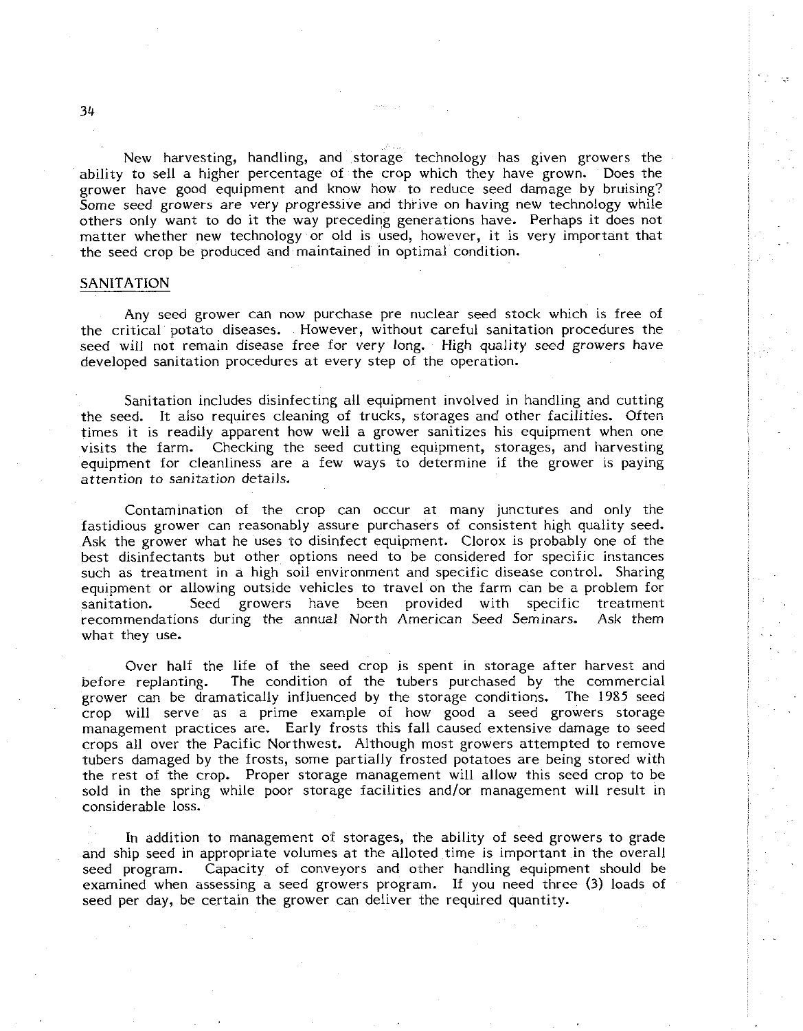New harvesting, handling, and storage technology has given growers the ability to sell a higher percentage of the crop which they have grown. Does the grower have good equipment and know how to reduce seed damage by bruising? Some seed growers are very progressive and thrive on having new technology while others only want to do it the way preceding generations have. Perhaps it does not matter whether new technology or old is used, however, it is very important that the seed crop be produced and maintained in optimal condition.

## SANITATION

Any seed grower can now purchase pre nuclear seed stock which is free of the critical potato diseases. However, without careful sanitation procedures the seed will not remain disease free for very long. High quality seed growers have developed sanitation procedures at every step of the operation.

Sanitation includes disinfecting all equipment involved in handling and cutting the seed. It also requires cleaning of trucks, storages and other facilities. Often times it is readily apparent how well a grower sanitizes his equipment when one visits the farm. Checking the seed cutting equipment, storages, and harvesting equipment for cleanliness are a few ways to determine if the grower is paying attention to sanitation details.

Contamination of the crop can occur at many junctures and only the fastidious grower can reasonably assure purchasers of consistent high quality seed. Ask the grower what he uses to disinfect equipment. Clorox is probably one of the best disinfectants but other options need to be considered for specific instances such as treatment in a high soil environment and specific disease control. Sharing equipment or allowing outside vehicles to travel on the farm can be a problem for sanitation. Seed growers have been provided with specific treatment recommendations during the annual North American Seed Seminars. Ask them what they use.

Over half the life of the seed crop is spent in storage after harvest and before replanting. The condition of the tubers purchased by the commercial grower can be dramatically influenced by the storage conditions. The 1985 seed crop will serve as a prime example of how good a seed growers storage management practices are. Early frosts this fall caused extensive damage to seed crops all over the Pacific Northwest. Although most growers attempted to remove tubers damaged by the frosts, some partially frosted potatoes are being stored with the rest of the crop. Proper storage management will allow this seed crop to be sold in the spring while poor storage facilities and/or management will result in considerable loss.

In addition to management of storages, the ability of seed growers to grade and ship seed in appropriate volumes at the alloted time is important in the overall seed program. Capacity of conveyors and other handling equipment should be examined when assessing a seed growers program. If you need three (3) loads of seed per day, be certain the grower can deliver the required quantity.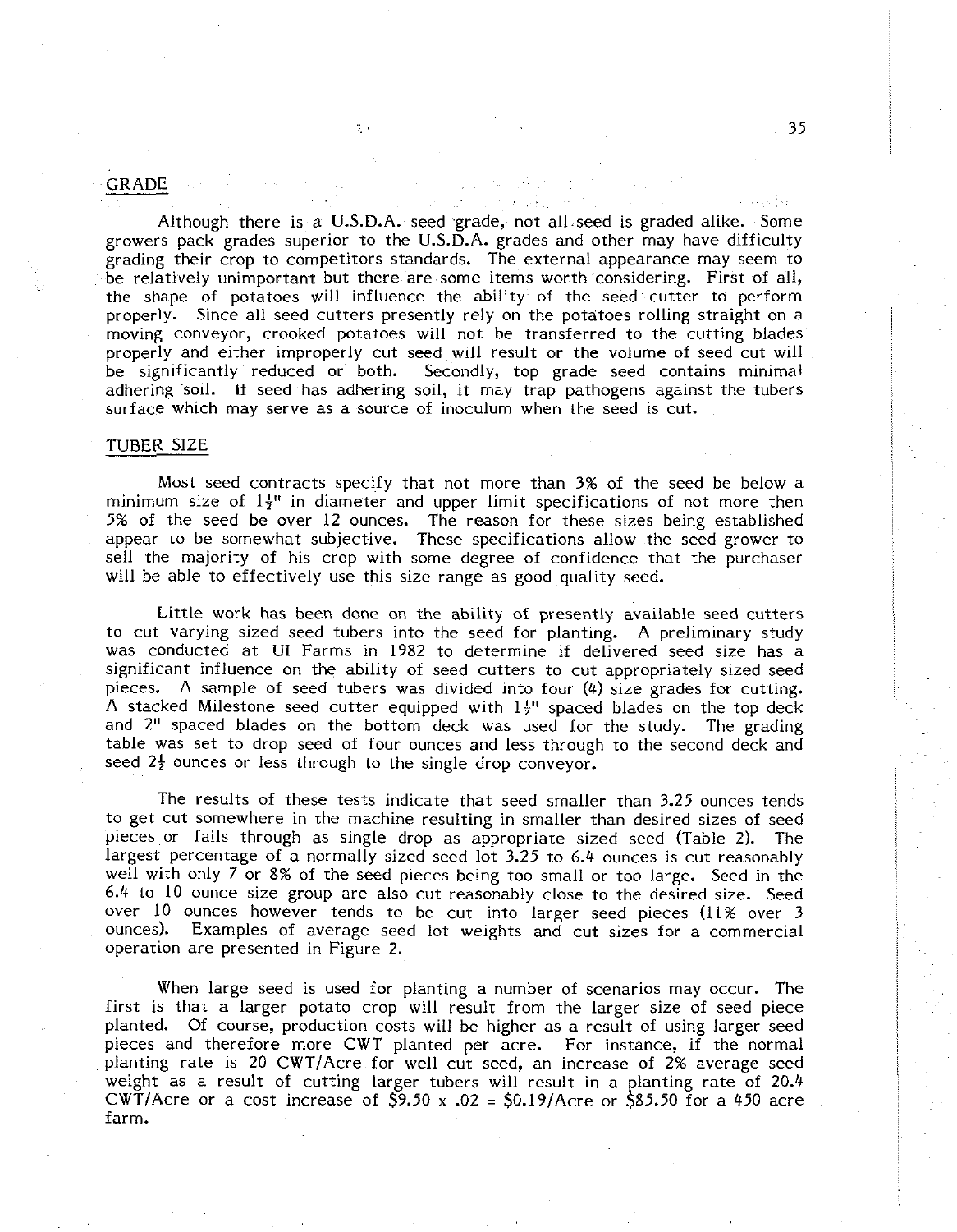## GRADE

Although there is a U.S.D.A. seed grade, not all seed is graded alike. Some growers pack grades superior to the U.S.D.A. grades and other may have difficulty grading their crop to competitors standards. The external appearance may seem to be relatively unimportant but there are some items worth considering. First of all, the shape of potatoes will influence the ability of the seed cutter to perform properly. Since all seed cutters presently rely on the potatoes rolling straight on a moving conveyor, crooked potatoes will not be transferred to the cutting blades properly and either improperly cut seed will result or the volume of seed cut will be significantly reduced or both. Secondly, top grade seed contains minimal adhering soil. If seed has adhering soil, it may trap pathogens against the tubers surface which may serve as a source of inoculum when the seed is cut.

## TUBER SIZE

Most seed contracts specify that not more than 3% of the seed be below a minimum size of 1½" in diameter and upper limit specifications of not more then 5% of the seed be over 12 ounces. The reason for these sizes being established appear to be somewhat subjective. These specifications allow the seed grower to sell the majority of his crop with some degree of confidence that the purchaser will be able to effectively use this size range as good quality seed.

Little work has been done on the ability of presently available seed cutters to cut varying sized seed tubers into the seed for planting. A preliminary study was conducted at UI Farms in 1982 to determine if delivered seed size has a significant influence on the ability of seed cutters to cut appropriately sized seed pieces. A sample of seed tubers was divided into four (4) size grades for cutting. A stacked Milestone seed cutter equipped with 1½" spaced blades on the top deck and 2" spaced blades on the bottom deck was used for the study. The grading table was set to drop seed of four ounces and less through to the second deck and seed 2½ ounces or less through to the single drop conveyor.

The results of these tests indicate that seed smaller than 3.25 ounces tends to get cut somewhere in the machine resulting in smaller than desired sizes of seed pieces or falls through as single drop as appropriate sized seed (Table 2). The largest percentage of a normally sized seed lot 3.25 to 6.4 ounces is cut reasonably well with only 7 or 8% of the seed pieces being too small or too large. Seed in the 6.4 to 10 ounce size group are also cut reasonably close to the desired size. Seed over 10 ounces however tends to be cut into larger seed pieces (11% over 3 ounces). Examples of average seed lot weights and cut sizes for a commercial operation are presented in Figure 2.

When large seed is used for planting a number of scenarios may occur. The first is that a larger potato crop will result from the larger size of seed piece planted. Of course, production costs will be higher as a result of using larger seed pieces and therefore more CWT planted per acre. For instance, if the normal planting rate is 20 CWT/Acre for well cut seed, an increase of 2% average seed weight as a result of cutting larger tubers will result in a planting rate of 20.4 CWT/Acre or a cost increase of $\$9.50 \times .02 = \$0.19$/Acre or \$85.50 for a 450 acre farm.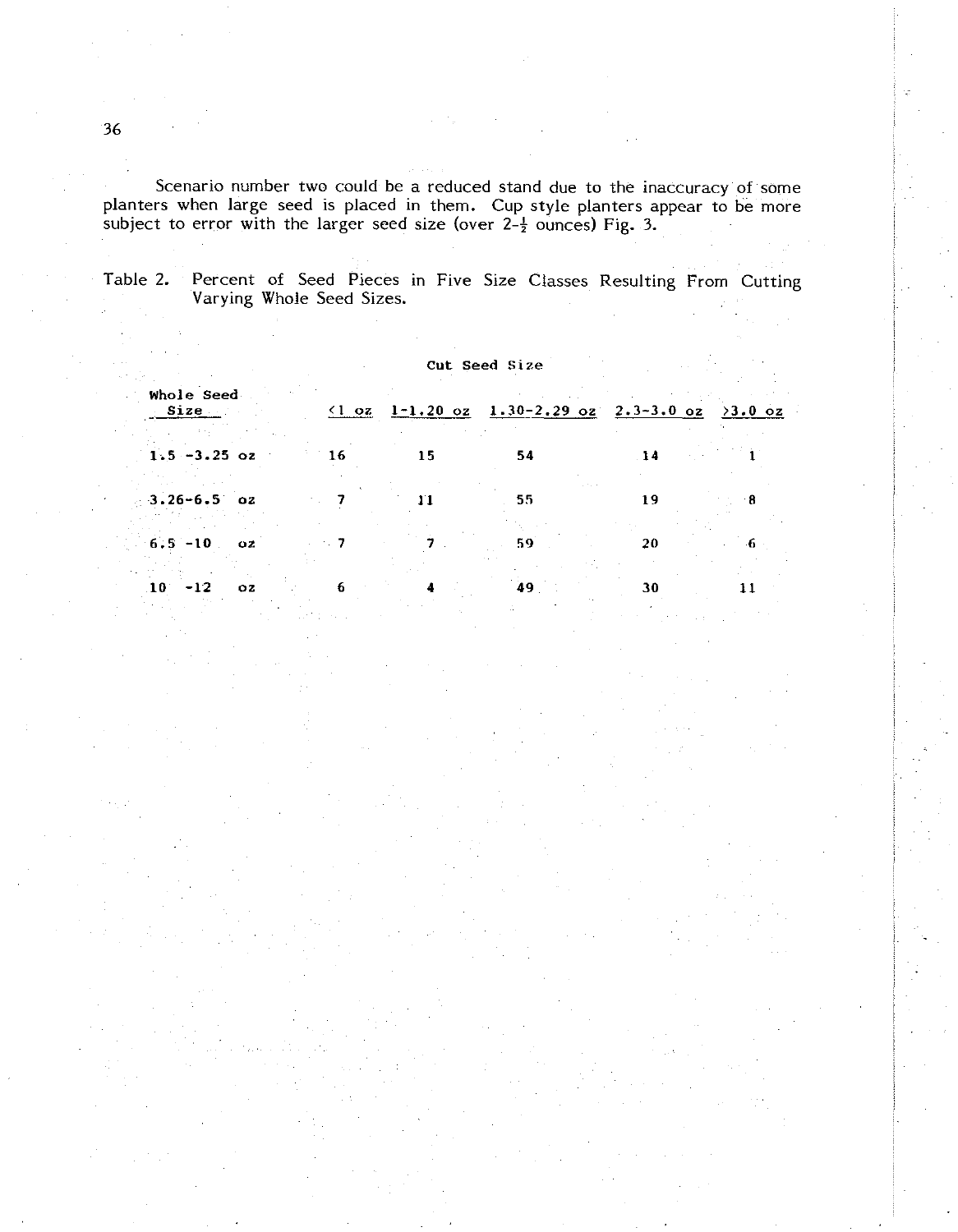Scenario number two could be a reduced stand due to the inaccuracy of some planters when large seed is placed in them. Cup style planters appear to be more subject to error with the larger seed size (over 2-½ ounces) Fig. 3.

Table 2. Percent of Seed Pieces in Five Size Classes Resulting From Cutting Varying Whole Seed Sizes.

| Whole Seed Size | Cut Seed Size | | | | |
|---|---|---|---|---|---|
| | <1 oz | 1-1.20 oz | 1.30-2.29 oz | 2.3-3.0 oz | >3.0 oz |
| 1.5 -3.25 oz | 16 | 15 | 54 | 14 | 1 |
| 3.26-6.5 oz | 7 | 11 | 55 | 19 | 8 |
| 6.5 -10 oz | 7 | 7 | 59 | 20 | 6 |
| 10 -12 oz | 6 | 4 | 49 | 30 | 11 |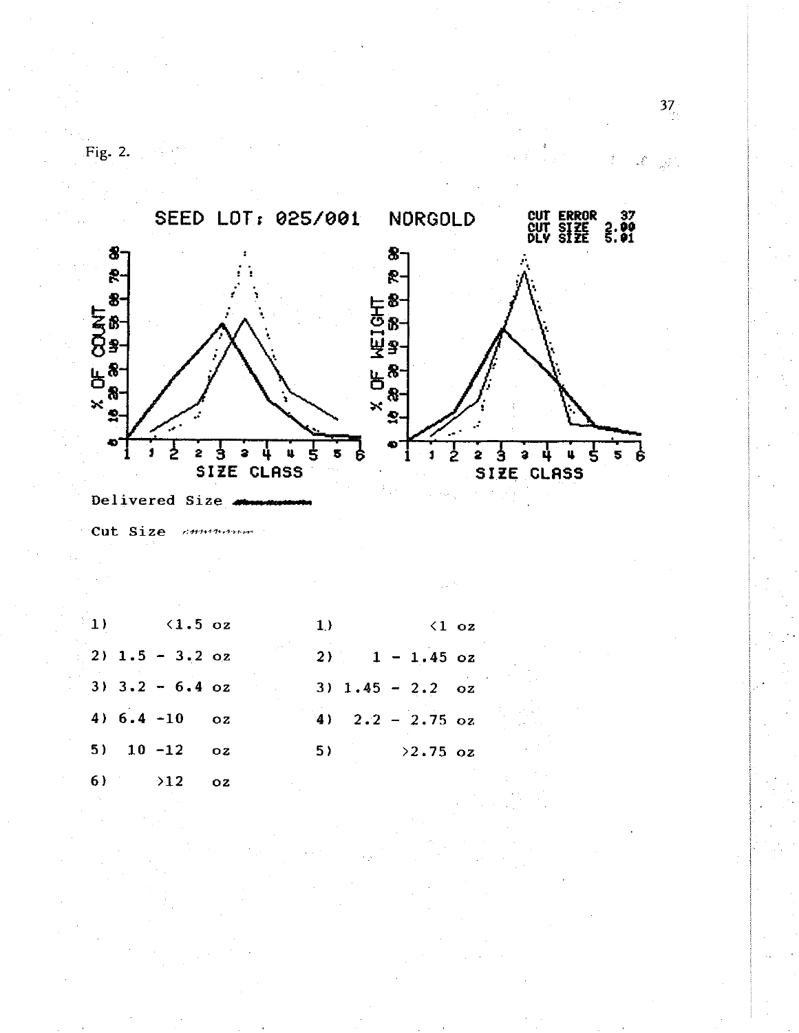Fig. 2.

SEED LOT: 025/001 NORGOLD

CUT ERROR 37
CUT SIZE 2.00
DLY SIZE 5.01

Delivered Size

Cut Size

| | |
|---|---|
| 1) <1.5 oz | 1) <1 oz |
| 2) 1.5 - 3.2 oz | 2) 1 - 1.45 oz |
| 3) 3.2 - 6.4 oz | 3) 1.45 - 2.2 oz |
| 4) 6.4 -10 oz | 4) 2.2 - 2.75 oz |
| 5) 10 -12 oz | 5) >2.75 oz |
| 6) >12 oz | |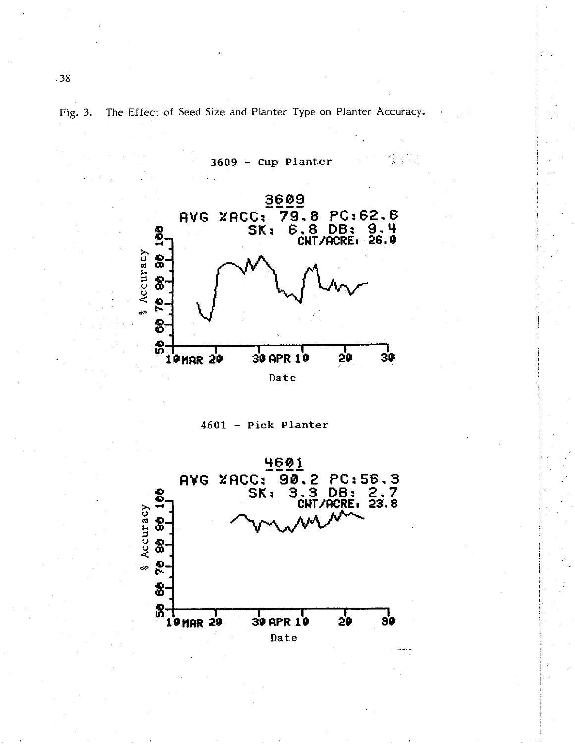Fig. 3. The Effect of Seed Size and Planter Type on Planter Accuracy.

3609 - Cup Planter

3609

AVG %ACC: 79.8 PC:62.6

SK: 6.8 DB: 9.4

CNT/ACRE: 26.0

% Accuracy

Date

4601 - Pick Planter

4601

AVG %ACC: 90.2 PC:56.3

SK: 3.3 DB: 2.7

CNT/ACRE: 23.8

% Accuracy

Date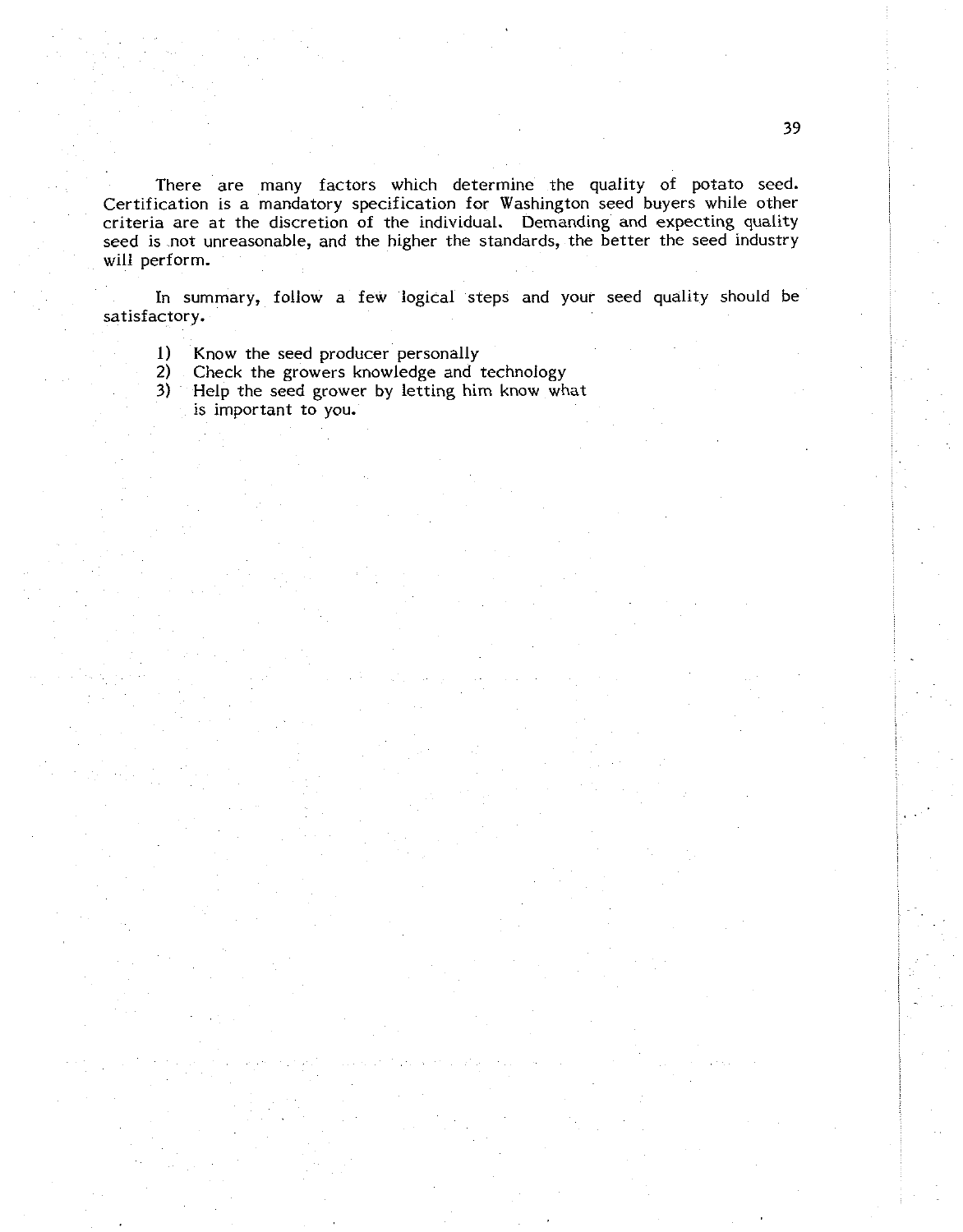There are many factors which determine the quality of potato seed. Certification is a mandatory specification for Washington seed buyers while other criteria are at the discretion of the individual. Demanding and expecting quality seed is not unreasonable, and the higher the standards, the better the seed industry will perform.

In summary, follow a few logical steps and your seed quality should be satisfactory.

1) Know the seed producer personally
2) Check the growers knowledge and technology
3) Help the seed grower by letting him know what is important to you.